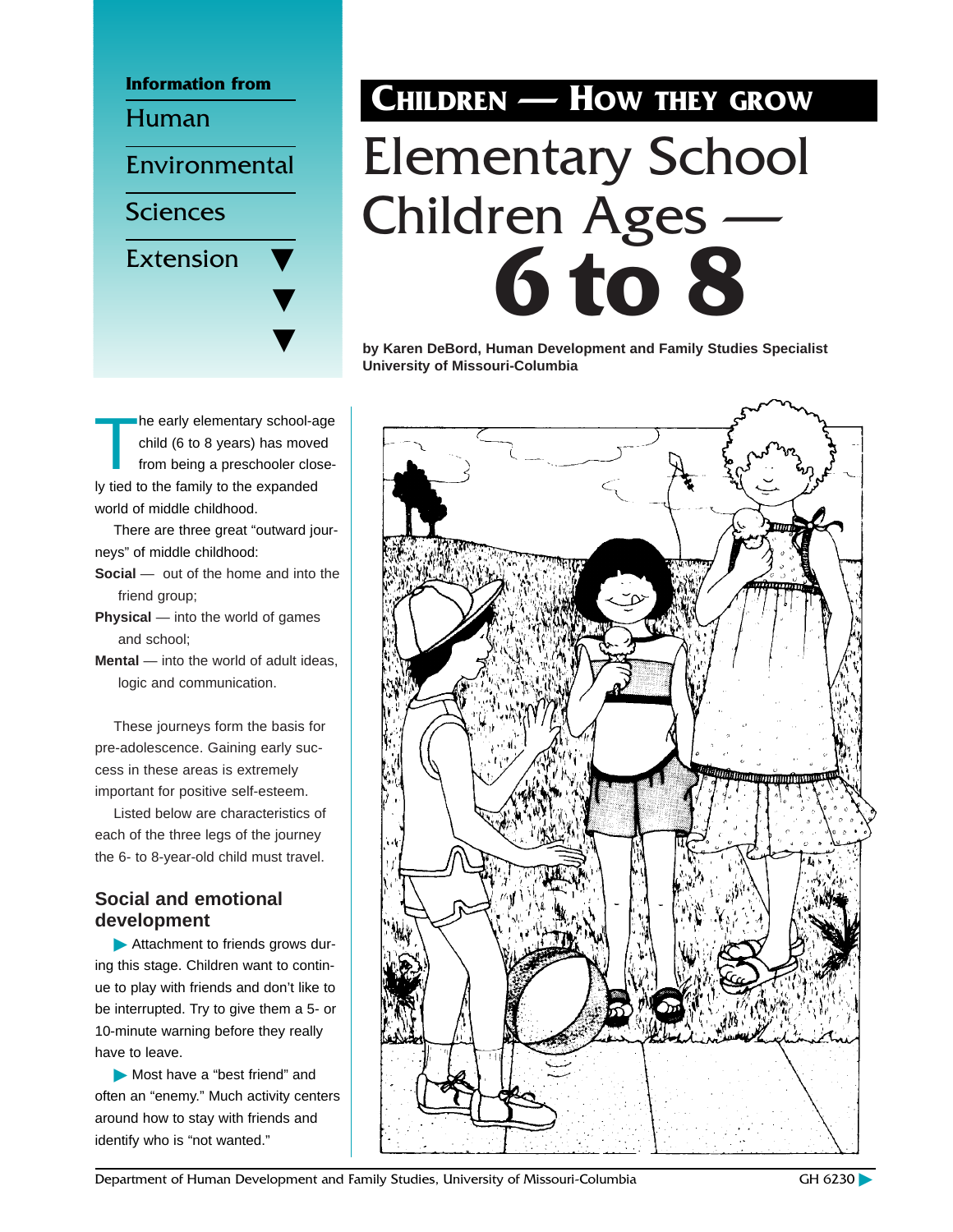Information from

Human

Environmental

Sciences

Extension

**CHILDREN — HOW THEY GROW**

# Elementary School Children Ages — 6 to 8

**by Karen DeBord, Human Development and Family Studies Specialist**
**University of Missouri-Columbia**

The early elementary school-age child (6 to 8 years) has moved from being a preschooler closely tied to the family to the expanded world of middle childhood.

There are three great "outward journeys" of middle childhood:

**Social** — out of the home and into the friend group;

**Physical** — into the world of games and school;

**Mental** — into the world of adult ideas, logic and communication.

These journeys form the basis for pre-adolescence. Gaining early success in these areas is extremely important for positive self-esteem.

Listed below are characteristics of each of the three legs of the journey the 6- to 8-year-old child must travel.

## Social and emotional development

- Attachment to friends grows during this stage. Children want to continue to play with friends and don't like to be interrupted. Try to give them a 5- or 10-minute warning before they really have to leave.
- Most have a "best friend" and often an "enemy." Much activity centers around how to stay with friends and identify who is "not wanted."

Department of Human Development and Family Studies, University of Missouri-Columbia

GH 6230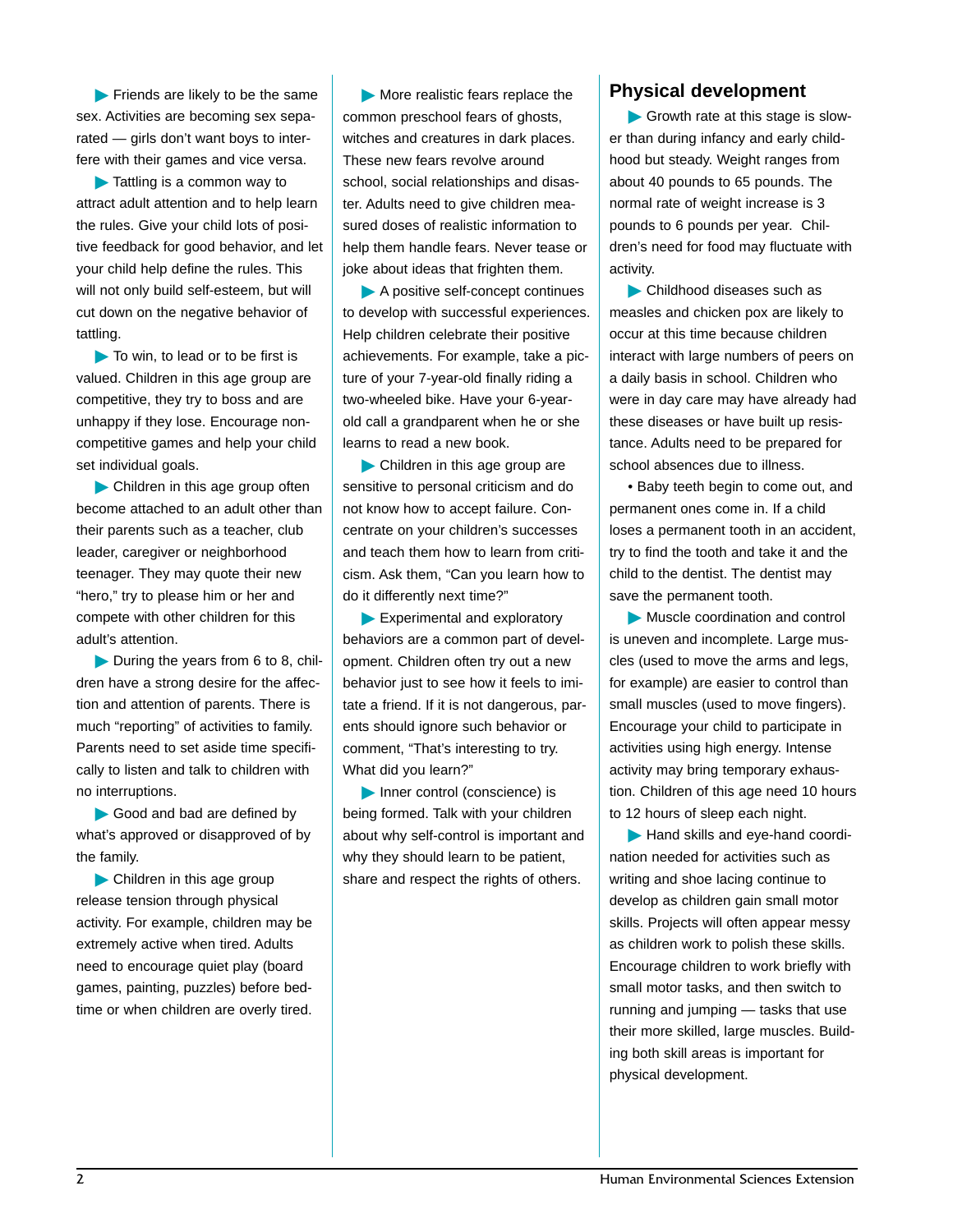- Friends are likely to be the same sex. Activities are becoming sex separated — girls don't want boys to interfere with their games and vice versa.

- Tattling is a common way to attract adult attention and to help learn the rules. Give your child lots of positive feedback for good behavior, and let your child help define the rules. This will not only build self-esteem, but will cut down on the negative behavior of tattling.

- To win, to lead or to be first is valued. Children in this age group are competitive, they try to boss and are unhappy if they lose. Encourage noncompetitive games and help your child set individual goals.

- Children in this age group often become attached to an adult other than their parents such as a teacher, club leader, caregiver or neighborhood teenager. They may quote their new "hero," try to please him or her and compete with other children for this adult's attention.

- During the years from 6 to 8, children have a strong desire for the affection and attention of parents. There is much "reporting" of activities to family. Parents need to set aside time specifically to listen and talk to children with no interruptions.

- Good and bad are defined by what's approved or disapproved of by the family.

- Children in this age group release tension through physical activity. For example, children may be extremely active when tired. Adults need to encourage quiet play (board games, painting, puzzles) before bedtime or when children are overly tired.

- More realistic fears replace the common preschool fears of ghosts, witches and creatures in dark places. These new fears revolve around school, social relationships and disaster. Adults need to give children measured doses of realistic information to help them handle fears. Never tease or joke about ideas that frighten them.

- A positive self-concept continues to develop with successful experiences. Help children celebrate their positive achievements. For example, take a picture of your 7-year-old finally riding a two-wheeled bike. Have your 6-year-old call a grandparent when he or she learns to read a new book.

- Children in this age group are sensitive to personal criticism and do not know how to accept failure. Concentrate on your children's successes and teach them how to learn from criticism. Ask them, "Can you learn how to do it differently next time?"

- Experimental and exploratory behaviors are a common part of development. Children often try out a new behavior just to see how it feels to imitate a friend. If it is not dangerous, parents should ignore such behavior or comment, "That's interesting to try. What did you learn?"

- Inner control (conscience) is being formed. Talk with your children about why self-control is important and why they should learn to be patient, share and respect the rights of others.

## Physical development

- Growth rate at this stage is slower than during infancy and early childhood but steady. Weight ranges from about 40 pounds to 65 pounds. The normal rate of weight increase is 3 pounds to 6 pounds per year. Children's need for food may fluctuate with activity.

- Childhood diseases such as measles and chicken pox are likely to occur at this time because children interact with large numbers of peers on a daily basis in school. Children who were in day care may have already had these diseases or have built up resistance. Adults need to be prepared for school absences due to illness.

- Baby teeth begin to come out, and permanent ones come in. If a child loses a permanent tooth in an accident, try to find the tooth and take it and the child to the dentist. The dentist may save the permanent tooth.

- Muscle coordination and control is uneven and incomplete. Large muscles (used to move the arms and legs, for example) are easier to control than small muscles (used to move fingers). Encourage your child to participate in activities using high energy. Intense activity may bring temporary exhaustion. Children of this age need 10 hours to 12 hours of sleep each night.

- Hand skills and eye-hand coordination needed for activities such as writing and shoe lacing continue to develop as children gain small motor skills. Projects will often appear messy as children work to polish these skills. Encourage children to work briefly with small motor tasks, and then switch to running and jumping — tasks that use their more skilled, large muscles. Building both skill areas is important for physical development.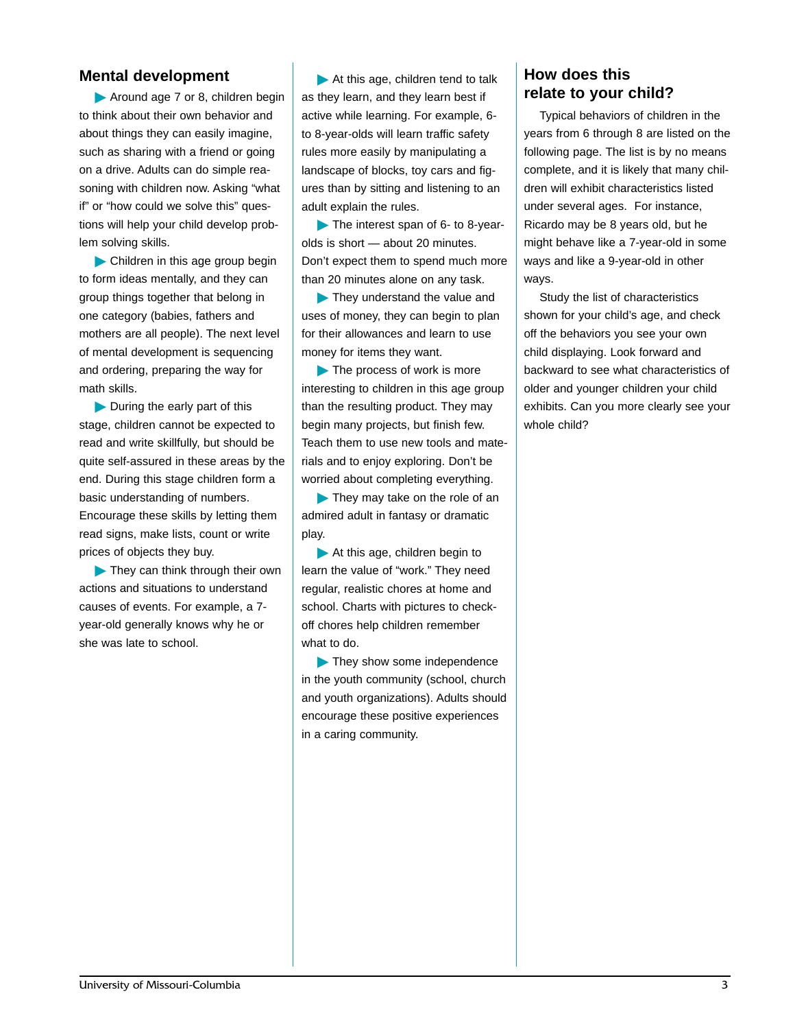## Mental development

- Around age 7 or 8, children begin to think about their own behavior and about things they can easily imagine, such as sharing with a friend or going on a drive. Adults can do simple reasoning with children now. Asking "what if" or "how could we solve this" questions will help your child develop problem solving skills.
- Children in this age group begin to form ideas mentally, and they can group things together that belong in one category (babies, fathers and mothers are all people). The next level of mental development is sequencing and ordering, preparing the way for math skills.
- During the early part of this stage, children cannot be expected to read and write skillfully, but should be quite self-assured in these areas by the end. During this stage children form a basic understanding of numbers. Encourage these skills by letting them read signs, make lists, count or write prices of objects they buy.
- They can think through their own actions and situations to understand causes of events. For example, a 7-year-old generally knows why he or she was late to school.
- At this age, children tend to talk as they learn, and they learn best if active while learning. For example, 6- to 8-year-olds will learn traffic safety rules more easily by manipulating a landscape of blocks, toy cars and figures than by sitting and listening to an adult explain the rules.
- The interest span of 6- to 8-year-olds is short — about 20 minutes. Don't expect them to spend much more than 20 minutes alone on any task.
- They understand the value and uses of money, they can begin to plan for their allowances and learn to use money for items they want.
- The process of work is more interesting to children in this age group than the resulting product. They may begin many projects, but finish few. Teach them to use new tools and materials and to enjoy exploring. Don't be worried about completing everything.
- They may take on the role of an admired adult in fantasy or dramatic play.
- At this age, children begin to learn the value of "work." They need regular, realistic chores at home and school. Charts with pictures to check-off chores help children remember what to do.
- They show some independence in the youth community (school, church and youth organizations). Adults should encourage these positive experiences in a caring community.

## How does this relate to your child?

Typical behaviors of children in the years from 6 through 8 are listed on the following page. The list is by no means complete, and it is likely that many children will exhibit characteristics listed under several ages. For instance, Ricardo may be 8 years old, but he might behave like a 7-year-old in some ways and like a 9-year-old in other ways.

Study the list of characteristics shown for your child's age, and check off the behaviors you see your own child displaying. Look forward and backward to see what characteristics of older and younger children your child exhibits. Can you more clearly see your whole child?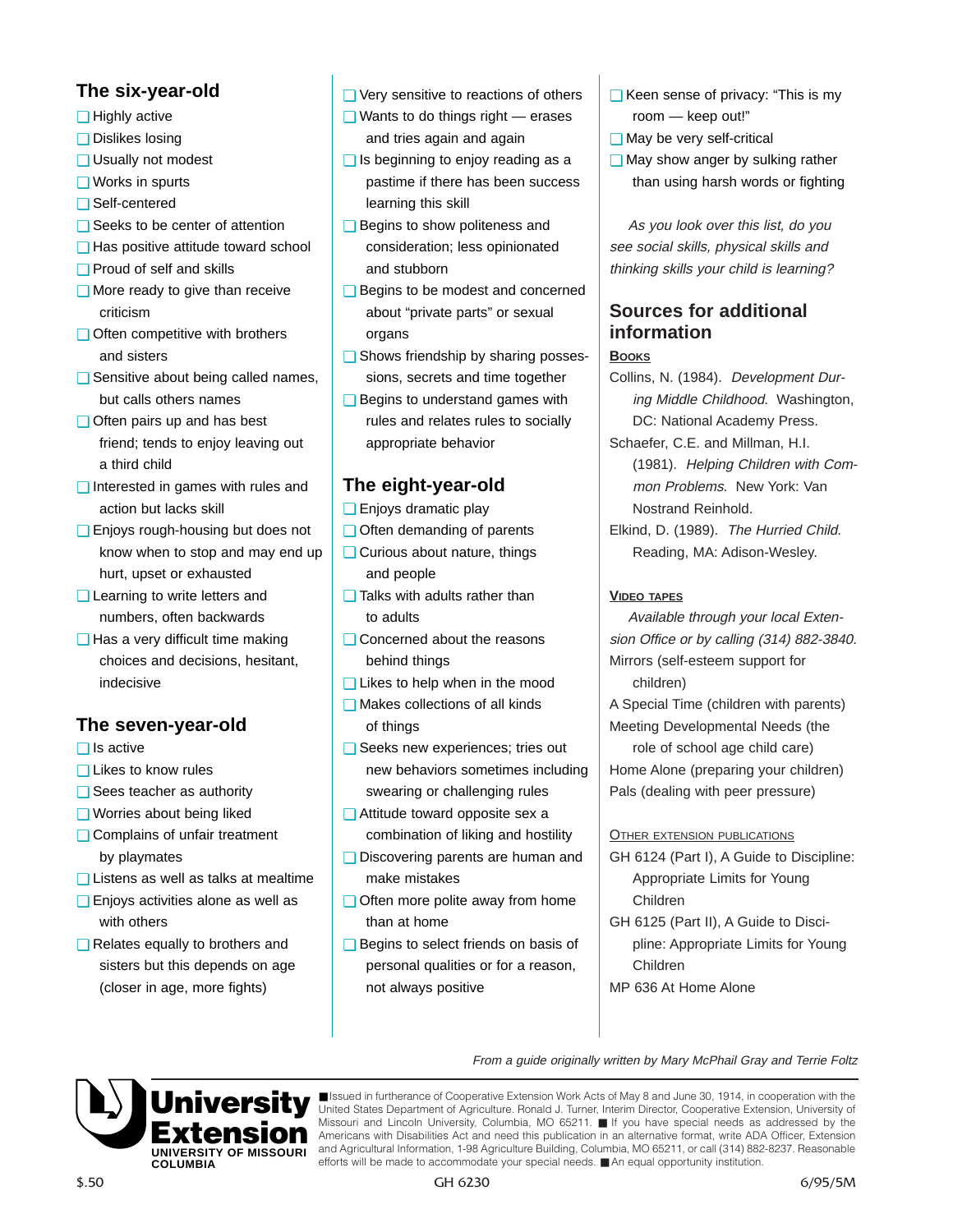## The six-year-old

- Highly active
- Dislikes losing
- Usually not modest
- Works in spurts
- Self-centered
- Seeks to be center of attention
- Has positive attitude toward school
- Proud of self and skills
- More ready to give than receive criticism
- Often competitive with brothers and sisters
- Sensitive about being called names, but calls others names
- Often pairs up and has best friend; tends to enjoy leaving out a third child
- Interested in games with rules and action but lacks skill
- Enjoys rough-housing but does not know when to stop and may end up hurt, upset or exhausted
- Learning to write letters and numbers, often backwards
- Has a very difficult time making choices and decisions, hesitant, indecisive

## The seven-year-old

- Is active
- Likes to know rules
- Sees teacher as authority
- Worries about being liked
- Complains of unfair treatment by playmates
- Listens as well as talks at mealtime
- Enjoys activities alone as well as with others
- Relates equally to brothers and sisters but this depends on age (closer in age, more fights)
- Very sensitive to reactions of others
- Wants to do things right — erases and tries again and again
- Is beginning to enjoy reading as a pastime if there has been success learning this skill
- Begins to show politeness and consideration; less opinionated and stubborn
- Begins to be modest and concerned about "private parts" or sexual organs
- Shows friendship by sharing possessions, secrets and time together
- Begins to understand games with rules and relates rules to socially appropriate behavior

## The eight-year-old

- Enjoys dramatic play
- Often demanding of parents
- Curious about nature, things and people
- Talks with adults rather than to adults
- Concerned about the reasons behind things
- Likes to help when in the mood
- Makes collections of all kinds of things
- Seeks new experiences; tries out new behaviors sometimes including swearing or challenging rules
- Attitude toward opposite sex a combination of liking and hostility
- Discovering parents are human and make mistakes
- Often more polite away from home than at home
- Begins to select friends on basis of personal qualities or for a reason, not always positive
- Keen sense of privacy: "This is my room — keep out!"
- May be very self-critical
- May show anger by sulking rather than using harsh words or fighting

*As you look over this list, do you see social skills, physical skills and thinking skills your child is learning?*

## Sources for additional information

**BOOKS**

Collins, N. (1984). *Development During Middle Childhood.* Washington, DC: National Academy Press.

Schaefer, C.E. and Millman, H.I. (1981). *Helping Children with Common Problems.* New York: Van Nostrand Reinhold.

Elkind, D. (1989). *The Hurried Child.* Reading, MA: Adison-Wesley.

**VIDEO TAPES**

*Available through your local Extension Office or by calling (314) 882-3840.*

Mirrors (self-esteem support for children)

A Special Time (children with parents)

Meeting Developmental Needs (the role of school age child care)

Home Alone (preparing your children)

Pals (dealing with peer pressure)

**OTHER EXTENSION PUBLICATIONS**

GH 6124 (Part I), A Guide to Discipline: Appropriate Limits for Young Children

GH 6125 (Part II), A Guide to Discipline: Appropriate Limits for Young Children

MP 636 At Home Alone

*From a guide originally written by Mary McPhail Gray and Terrie Foltz*

University Extension
UNIVERSITY OF MISSOURI COLUMBIA

■ Issued in furtherance of Cooperative Extension Work Acts of May 8 and June 30, 1914, in cooperation with the United States Department of Agriculture. Ronald J. Turner, Interim Director, Cooperative Extension, University of Missouri and Lincoln University, Columbia, MO 65211. ■ If you have special needs as addressed by the Americans with Disabilities Act and need this publication in an alternative format, write ADA Officer, Extension and Agricultural Information, 1-98 Agriculture Building, Columbia, MO 65211, or call (314) 882-8237. Reasonable efforts will be made to accommodate your special needs. ■ An equal opportunity institution.

$.50 GH 6230 6/95/5M